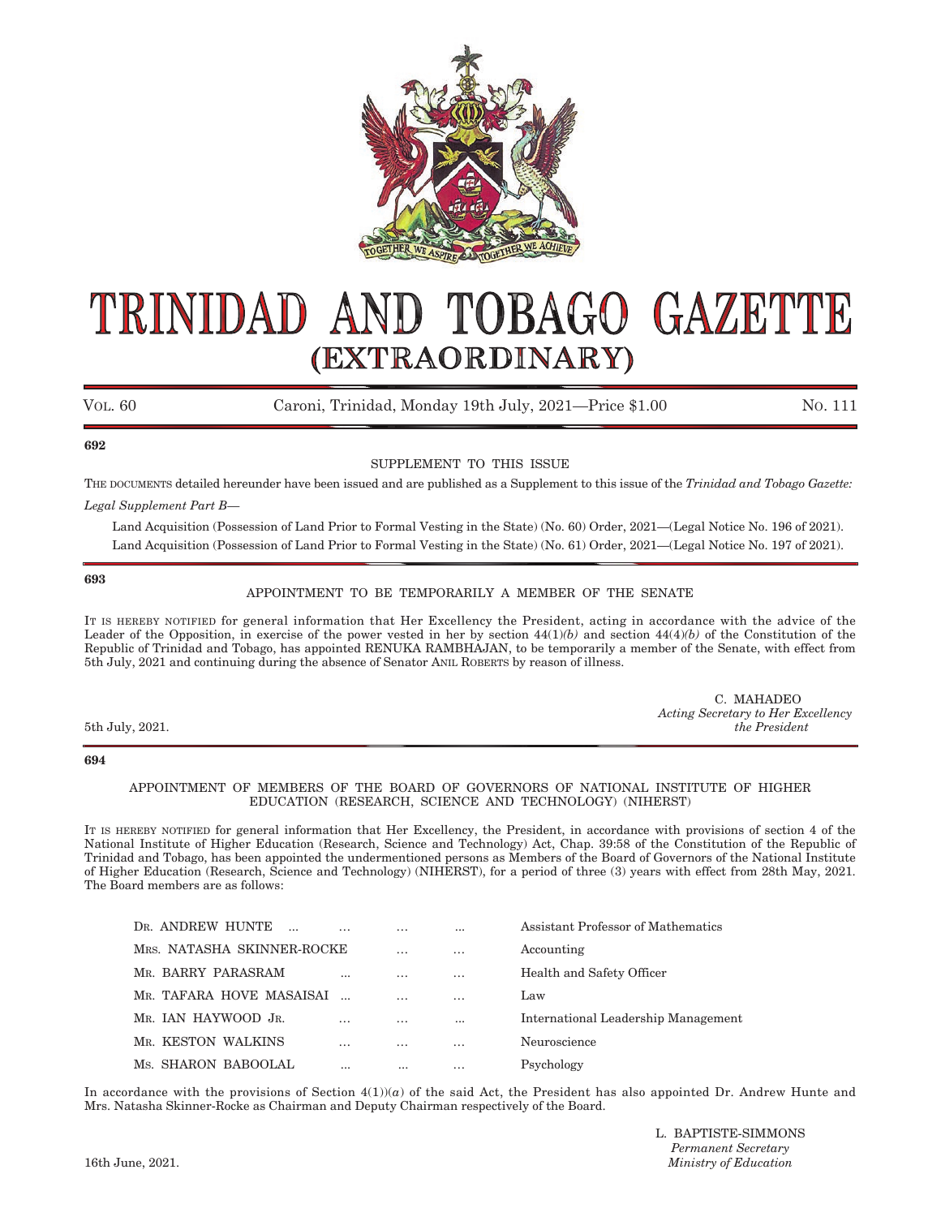# TRINIDAD AND TOBAGO GAZETTE
## (EXTRAORDINARY)

VOL. 60 — Caroni, Trinidad, Monday 19th July, 2021—Price $1.00 — No. 111

**692**

SUPPLEMENT TO THIS ISSUE

THE DOCUMENTS detailed hereunder have been issued and are published as a Supplement to this issue of the *Trinidad and Tobago Gazette:*

*Legal Supplement Part B—*

Land Acquisition (Possession of Land Prior to Formal Vesting in the State) (No. 60) Order, 2021—(Legal Notice No. 196 of 2021).

Land Acquisition (Possession of Land Prior to Formal Vesting in the State) (No. 61) Order, 2021—(Legal Notice No. 197 of 2021).

**693**

APPOINTMENT TO BE TEMPORARILY A MEMBER OF THE SENATE

IT IS HEREBY NOTIFIED for general information that Her Excellency the President, acting in accordance with the advice of the Leader of the Opposition, in exercise of the power vested in her by section 44(1)*(b)* and section 44(4)*(b)* of the Constitution of the Republic of Trinidad and Tobago, has appointed RENUKA RAMBHAJAN, to be temporarily a member of the Senate, with effect from 5th July, 2021 and continuing during the absence of Senator ANIL ROBERTS by reason of illness.

C. MAHADEO
*Acting Secretary to Her Excellency the President*

5th July, 2021.

**694**

APPOINTMENT OF MEMBERS OF THE BOARD OF GOVERNORS OF NATIONAL INSTITUTE OF HIGHER EDUCATION (RESEARCH, SCIENCE AND TECHNOLOGY) (NIHERST)

IT IS HEREBY NOTIFIED for general information that Her Excellency, the President, in accordance with provisions of section 4 of the National Institute of Higher Education (Research, Science and Technology) Act, Chap. 39:58 of the Constitution of the Republic of Trinidad and Tobago, has been appointed the undermentioned persons as Members of the Board of Governors of the National Institute of Higher Education (Research, Science and Technology) (NIHERST), for a period of three (3) years with effect from 28th May, 2021. The Board members are as follows:

| | |
|---|---|
| DR. ANDREW HUNTE | Assistant Professor of Mathematics |
| MRS. NATASHA SKINNER-ROCKE | Accounting |
| MR. BARRY PARASRAM | Health and Safety Officer |
| MR. TAFARA HOVE MASAISAI | Law |
| MR. IAN HAYWOOD JR. | International Leadership Management |
| MR. KESTON WALKINS | Neuroscience |
| MS. SHARON BABOOLAL | Psychology |

In accordance with the provisions of Section 4(1))*(a)* of the said Act, the President has also appointed Dr. Andrew Hunte and Mrs. Natasha Skinner-Rocke as Chairman and Deputy Chairman respectively of the Board.

L. BAPTISTE-SIMMONS
*Permanent Secretary*
*Ministry of Education*

16th June, 2021.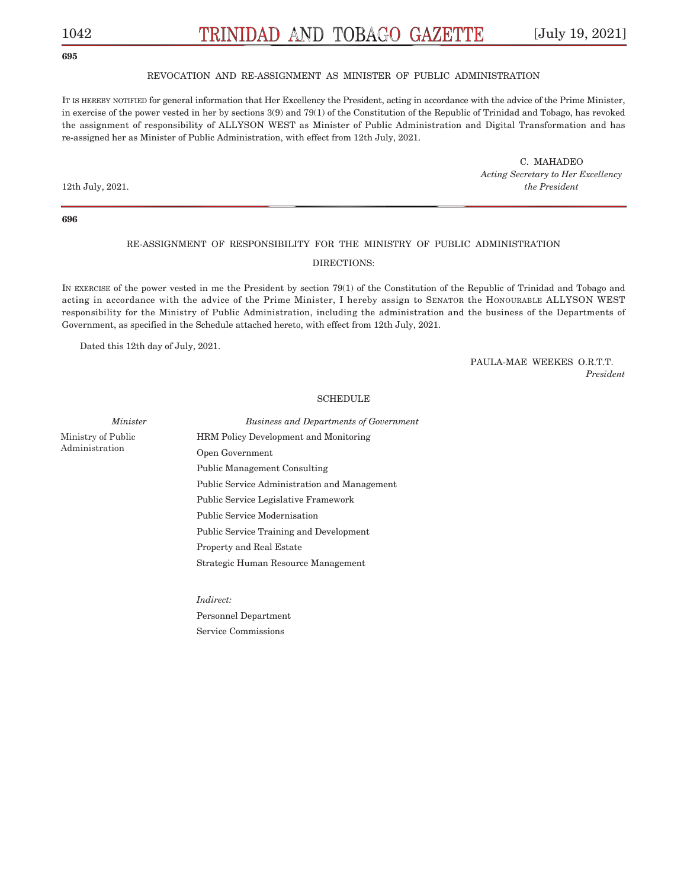**695**

REVOCATION AND RE-ASSIGNMENT AS MINISTER OF PUBLIC ADMINISTRATION

IT IS HEREBY NOTIFIED for general information that Her Excellency the President, acting in accordance with the advice of the Prime Minister, in exercise of the power vested in her by sections 3(9) and 79(1) of the Constitution of the Republic of Trinidad and Tobago, has revoked the assignment of responsibility of ALLYSON WEST as Minister of Public Administration and Digital Transformation and has re-assigned her as Minister of Public Administration, with effect from 12th July, 2021.

C. MAHADEO
*Acting Secretary to Her Excellency the President*

12th July, 2021.

---

**696**

RE-ASSIGNMENT OF RESPONSIBILITY FOR THE MINISTRY OF PUBLIC ADMINISTRATION

DIRECTIONS:

IN EXERCISE of the power vested in me the President by section 79(1) of the Constitution of the Republic of Trinidad and Tobago and acting in accordance with the advice of the Prime Minister, I hereby assign to SENATOR the HONOURABLE ALLYSON WEST responsibility for the Ministry of Public Administration, including the administration and the business of the Departments of Government, as specified in the Schedule attached hereto, with effect from 12th July, 2021.

Dated this 12th day of July, 2021.

PAULA-MAE WEEKES O.R.T.T.
*President*

SCHEDULE

| *Minister* | *Business and Departments of Government* |
|---|---|
| Ministry of Public Administration | HRM Policy Development and Monitoring |
| | Open Government |
| | Public Management Consulting |
| | Public Service Administration and Management |
| | Public Service Legislative Framework |
| | Public Service Modernisation |
| | Public Service Training and Development |
| | Property and Real Estate |
| | Strategic Human Resource Management |
| | |
| | *Indirect:* |
| | Personnel Department |
| | Service Commissions |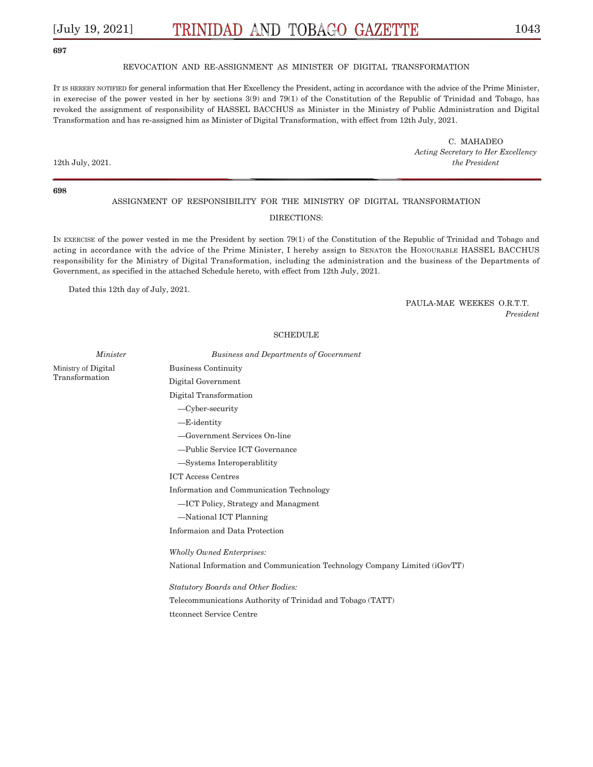**697**

REVOCATION AND RE-ASSIGNMENT AS MINISTER OF DIGITAL TRANSFORMATION

IT IS HEREBY NOTIFIED for general information that Her Excellency the President, acting in accordance with the advice of the Prime Minister, in exerecise of the power vested in her by sections 3(9) and 79(1) of the Constitution of the Republic of Trinidad and Tobago, has revoked the assignment of responsibility of HASSEL BACCHUS as Minister in the Ministry of Public Administration and Digital Transformation and has re-assigned him as Minister of Digital Transformation, with effect from 12th July, 2021.

C. MAHADEO
*Acting Secretary to Her Excellency the President*

12th July, 2021.

---

**698**

ASSIGNMENT OF RESPONSIBILITY FOR THE MINISTRY OF DIGITAL TRANSFORMATION

DIRECTIONS:

IN EXERCISE of the power vested in me the President by section 79(1) of the Constitution of the Republic of Trinidad and Tobago and acting in accordance with the advice of the Prime Minister, I hereby assign to SENATOR the HONOURABLE HASSEL BACCHUS responsibility for the Ministry of Digital Transformation, including the administration and the business of the Departments of Government, as specified in the attached Schedule hereto, with effect from 12th July, 2021.

Dated this 12th day of July, 2021.

PAULA-MAE WEEKES O.R.T.T.
*President*

SCHEDULE

| *Minister* | *Business and Departments of Government* |
|---|---|
| Ministry of Digital Transformation | Business Continuity |
| | Digital Government |
| | Digital Transformation |
| | —Cyber-security |
| | —E-identity |
| | —Government Services On-line |
| | —Public Service ICT Governance |
| | —Systems Interoperablitity |
| | ICT Access Centres |
| | Information and Communication Technology |
| | —ICT Policy, Strategy and Managment |
| | —National ICT Planning |
| | Informaion and Data Protection |
| | *Wholly Owned Enterprises:* |
| | National Information and Communication Technology Company Limited (iGovTT) |
| | *Statutory Boards and Other Bodies:* |
| | Telecommunications Authority of Trinidad and Tobago (TATT) |
| | ttconnect Service Centre |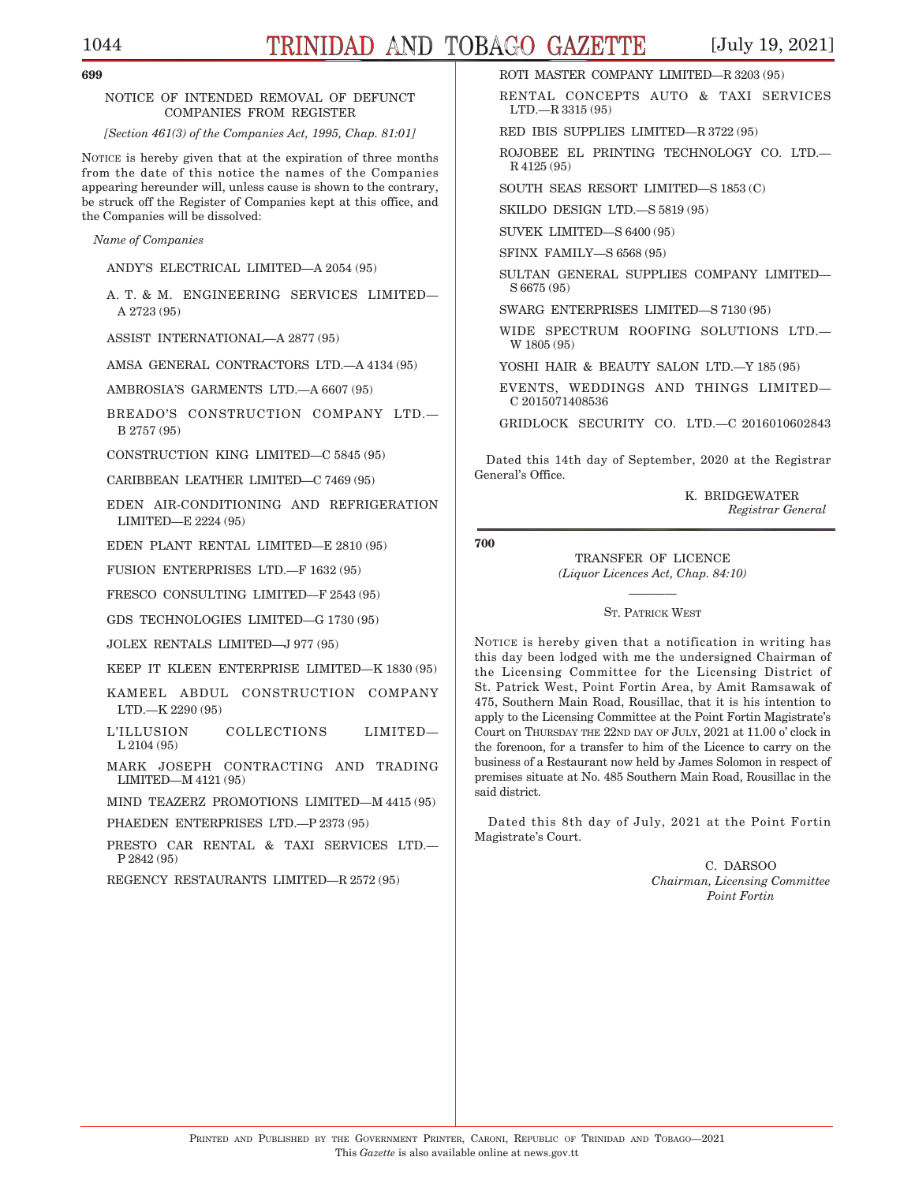**699**

NOTICE OF INTENDED REMOVAL OF DEFUNCT COMPANIES FROM REGISTER

*[Section 461(3) of the Companies Act, 1995, Chap. 81:01]*

NOTICE is hereby given that at the expiration of three months from the date of this notice the names of the Companies appearing hereunder will, unless cause is shown to the contrary, be struck off the Register of Companies kept at this office, and the Companies will be dissolved:

*Name of Companies*

ANDY'S ELECTRICAL LIMITED—A 2054 (95)

A. T. & M. ENGINEERING SERVICES LIMITED—A 2723 (95)

ASSIST INTERNATIONAL—A 2877 (95)

AMSA GENERAL CONTRACTORS LTD.—A 4134 (95)

AMBROSIA'S GARMENTS LTD.—A 6607 (95)

BREADO'S CONSTRUCTION COMPANY LTD.—B 2757 (95)

CONSTRUCTION KING LIMITED—C 5845 (95)

CARIBBEAN LEATHER LIMITED—C 7469 (95)

EDEN AIR-CONDITIONING AND REFRIGERATION LIMITED—E 2224 (95)

EDEN PLANT RENTAL LIMITED—E 2810 (95)

FUSION ENTERPRISES LTD.—F 1632 (95)

FRESCO CONSULTING LIMITED—F 2543 (95)

GDS TECHNOLOGIES LIMITED—G 1730 (95)

JOLEX RENTALS LIMITED—J 977 (95)

KEEP IT KLEEN ENTERPRISE LIMITED—K 1830 (95)

KAMEEL ABDUL CONSTRUCTION COMPANY LTD.—K 2290 (95)

L'ILLUSION COLLECTIONS LIMITED—L 2104 (95)

MARK JOSEPH CONTRACTING AND TRADING LIMITED—M 4121 (95)

MIND TEAZERZ PROMOTIONS LIMITED—M 4415 (95)

PHAEDEN ENTERPRISES LTD.—P 2373 (95)

PRESTO CAR RENTAL & TAXI SERVICES LTD.—P 2842 (95)

REGENCY RESTAURANTS LIMITED—R 2572 (95)

ROTI MASTER COMPANY LIMITED—R 3203 (95)

RENTAL CONCEPTS AUTO & TAXI SERVICES LTD.—R 3315 (95)

RED IBIS SUPPLIES LIMITED—R 3722 (95)

ROJOBEE EL PRINTING TECHNOLOGY CO. LTD.—R 4125 (95)

SOUTH SEAS RESORT LIMITED—S 1853 (C)

SKILDO DESIGN LTD.—S 5819 (95)

SUVEK LIMITED—S 6400 (95)

SFINX FAMILY—S 6568 (95)

SULTAN GENERAL SUPPLIES COMPANY LIMITED—S 6675 (95)

SWARG ENTERPRISES LIMITED—S 7130 (95)

WIDE SPECTRUM ROOFING SOLUTIONS LTD.—W 1805 (95)

YOSHI HAIR & BEAUTY SALON LTD.—Y 185 (95)

EVENTS, WEDDINGS AND THINGS LIMITED—C 2015071408536

GRIDLOCK SECURITY CO. LTD.—C 2016010602843

Dated this 14th day of September, 2020 at the Registrar General's Office.

K. BRIDGEWATER
*Registrar General*

---

**700**

TRANSFER OF LICENCE
*(Liquor Licences Act, Chap. 84:10)*

ST. PATRICK WEST

NOTICE is hereby given that a notification in writing has this day been lodged with me the undersigned Chairman of the Licensing Committee for the Licensing District of St. Patrick West, Point Fortin Area, by Amit Ramsawak of 475, Southern Main Road, Rousillac, that it is his intention to apply to the Licensing Committee at the Point Fortin Magistrate's Court on THURSDAY THE 22ND DAY OF JULY, 2021 at 11.00 o' clock in the forenoon, for a transfer to him of the Licence to carry on the business of a Restaurant now held by James Solomon in respect of premises situate at No. 485 Southern Main Road, Rousillac in the said district.

Dated this 8th day of July, 2021 at the Point Fortin Magistrate's Court.

C. DARSOO
*Chairman, Licensing Committee*
*Point Fortin*